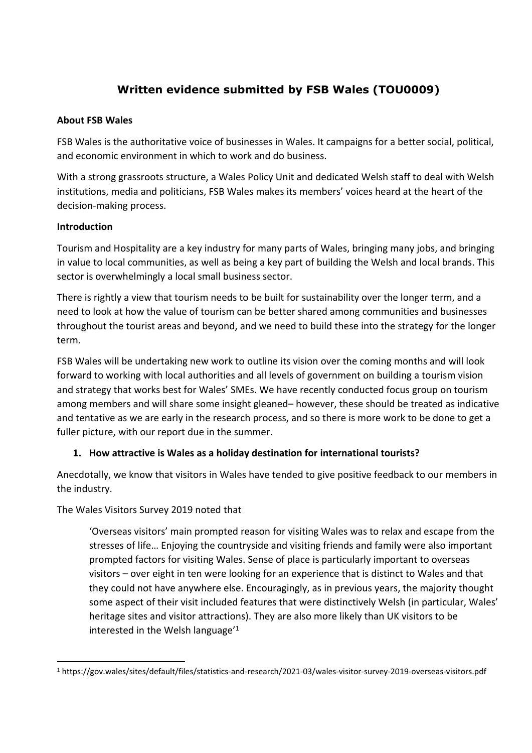# Written evidence submitted by FSB Wales (TOU0009)

**About FSB Wales**

FSB Wales is the authoritative voice of businesses in Wales. It campaigns for a better social, political, and economic environment in which to work and do business.

With a strong grassroots structure, a Wales Policy Unit and dedicated Welsh staff to deal with Welsh institutions, media and politicians, FSB Wales makes its members' voices heard at the heart of the decision-making process.

**Introduction**

Tourism and Hospitality are a key industry for many parts of Wales, bringing many jobs, and bringing in value to local communities, as well as being a key part of building the Welsh and local brands. This sector is overwhelmingly a local small business sector.

There is rightly a view that tourism needs to be built for sustainability over the longer term, and a need to look at how the value of tourism can be better shared among communities and businesses throughout the tourist areas and beyond, and we need to build these into the strategy for the longer term.

FSB Wales will be undertaking new work to outline its vision over the coming months and will look forward to working with local authorities and all levels of government on building a tourism vision and strategy that works best for Wales' SMEs. We have recently conducted focus group on tourism among members and will share some insight gleaned– however, these should be treated as indicative and tentative as we are early in the research process, and so there is more work to be done to get a fuller picture, with our report due in the summer.

1. **How attractive is Wales as a holiday destination for international tourists?**

Anecdotally, we know that visitors in Wales have tended to give positive feedback to our members in the industry.

The Wales Visitors Survey 2019 noted that

> 'Overseas visitors' main prompted reason for visiting Wales was to relax and escape from the stresses of life… Enjoying the countryside and visiting friends and family were also important prompted factors for visiting Wales. Sense of place is particularly important to overseas visitors – over eight in ten were looking for an experience that is distinct to Wales and that they could not have anywhere else. Encouragingly, as in previous years, the majority thought some aspect of their visit included features that were distinctively Welsh (in particular, Wales' heritage sites and visitor attractions). They are also more likely than UK visitors to be interested in the Welsh language'[1]

[1] https://gov.wales/sites/default/files/statistics-and-research/2021-03/wales-visitor-survey-2019-overseas-visitors.pdf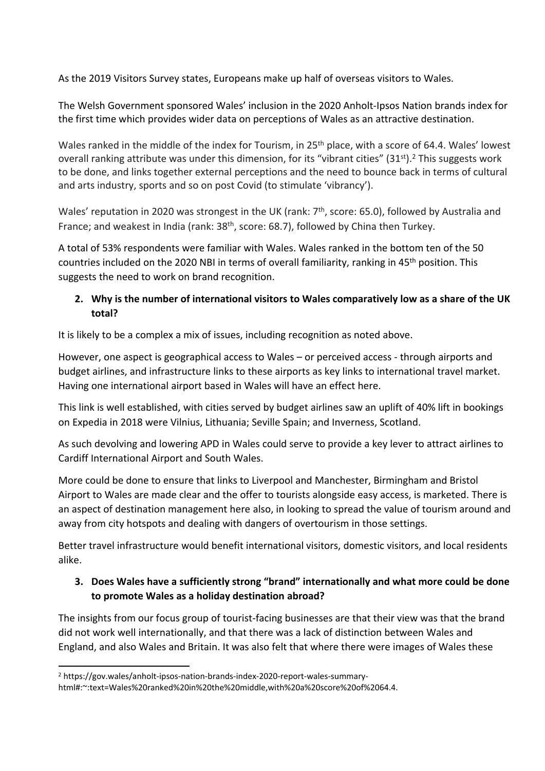As the 2019 Visitors Survey states, Europeans make up half of overseas visitors to Wales.

The Welsh Government sponsored Wales' inclusion in the 2020 Anholt-Ipsos Nation brands index for the first time which provides wider data on perceptions of Wales as an attractive destination.

Wales ranked in the middle of the index for Tourism, in 25th place, with a score of 64.4. Wales' lowest overall ranking attribute was under this dimension, for its "vibrant cities" (31st).[2] This suggests work to be done, and links together external perceptions and the need to bounce back in terms of cultural and arts industry, sports and so on post Covid (to stimulate 'vibrancy').

Wales' reputation in 2020 was strongest in the UK (rank: 7th, score: 65.0), followed by Australia and France; and weakest in India (rank: 38th, score: 68.7), followed by China then Turkey.

A total of 53% respondents were familiar with Wales. Wales ranked in the bottom ten of the 50 countries included on the 2020 NBI in terms of overall familiarity, ranking in 45th position. This suggests the need to work on brand recognition.

**2. Why is the number of international visitors to Wales comparatively low as a share of the UK total?**

It is likely to be a complex a mix of issues, including recognition as noted above.

However, one aspect is geographical access to Wales – or perceived access - through airports and budget airlines, and infrastructure links to these airports as key links to international travel market. Having one international airport based in Wales will have an effect here.

This link is well established, with cities served by budget airlines saw an uplift of 40% lift in bookings on Expedia in 2018 were Vilnius, Lithuania; Seville Spain; and Inverness, Scotland.

As such devolving and lowering APD in Wales could serve to provide a key lever to attract airlines to Cardiff International Airport and South Wales.

More could be done to ensure that links to Liverpool and Manchester, Birmingham and Bristol Airport to Wales are made clear and the offer to tourists alongside easy access, is marketed. There is an aspect of destination management here also, in looking to spread the value of tourism around and away from city hotspots and dealing with dangers of overtourism in those settings.

Better travel infrastructure would benefit international visitors, domestic visitors, and local residents alike.

**3. Does Wales have a sufficiently strong "brand" internationally and what more could be done to promote Wales as a holiday destination abroad?**

The insights from our focus group of tourist-facing businesses are that their view was that the brand did not work well internationally, and that there was a lack of distinction between Wales and England, and also Wales and Britain. It was also felt that where there were images of Wales these

[2] https://gov.wales/anholt-ipsos-nation-brands-index-2020-report-wales-summary-html#:~:text=Wales%20ranked%20in%20the%20middle,with%20a%20score%20of%2064.4.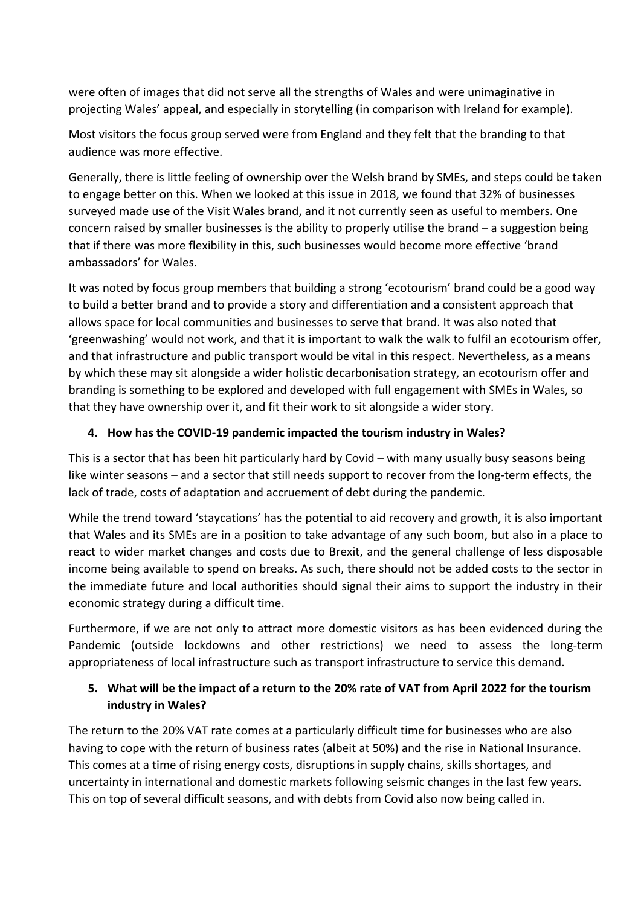were often of images that did not serve all the strengths of Wales and were unimaginative in projecting Wales' appeal, and especially in storytelling (in comparison with Ireland for example).

Most visitors the focus group served were from England and they felt that the branding to that audience was more effective.

Generally, there is little feeling of ownership over the Welsh brand by SMEs, and steps could be taken to engage better on this. When we looked at this issue in 2018, we found that 32% of businesses surveyed made use of the Visit Wales brand, and it not currently seen as useful to members. One concern raised by smaller businesses is the ability to properly utilise the brand – a suggestion being that if there was more flexibility in this, such businesses would become more effective 'brand ambassadors' for Wales.

It was noted by focus group members that building a strong 'ecotourism' brand could be a good way to build a better brand and to provide a story and differentiation and a consistent approach that allows space for local communities and businesses to serve that brand. It was also noted that 'greenwashing' would not work, and that it is important to walk the walk to fulfil an ecotourism offer, and that infrastructure and public transport would be vital in this respect. Nevertheless, as a means by which these may sit alongside a wider holistic decarbonisation strategy, an ecotourism offer and branding is something to be explored and developed with full engagement with SMEs in Wales, so that they have ownership over it, and fit their work to sit alongside a wider story.

4. **How has the COVID-19 pandemic impacted the tourism industry in Wales?**

This is a sector that has been hit particularly hard by Covid – with many usually busy seasons being like winter seasons – and a sector that still needs support to recover from the long-term effects, the lack of trade, costs of adaptation and accruement of debt during the pandemic.

While the trend toward 'staycations' has the potential to aid recovery and growth, it is also important that Wales and its SMEs are in a position to take advantage of any such boom, but also in a place to react to wider market changes and costs due to Brexit, and the general challenge of less disposable income being available to spend on breaks. As such, there should not be added costs to the sector in the immediate future and local authorities should signal their aims to support the industry in their economic strategy during a difficult time.

Furthermore, if we are not only to attract more domestic visitors as has been evidenced during the Pandemic (outside lockdowns and other restrictions) we need to assess the long-term appropriateness of local infrastructure such as transport infrastructure to service this demand.

5. **What will be the impact of a return to the 20% rate of VAT from April 2022 for the tourism industry in Wales?**

The return to the 20% VAT rate comes at a particularly difficult time for businesses who are also having to cope with the return of business rates (albeit at 50%) and the rise in National Insurance. This comes at a time of rising energy costs, disruptions in supply chains, skills shortages, and uncertainty in international and domestic markets following seismic changes in the last few years. This on top of several difficult seasons, and with debts from Covid also now being called in.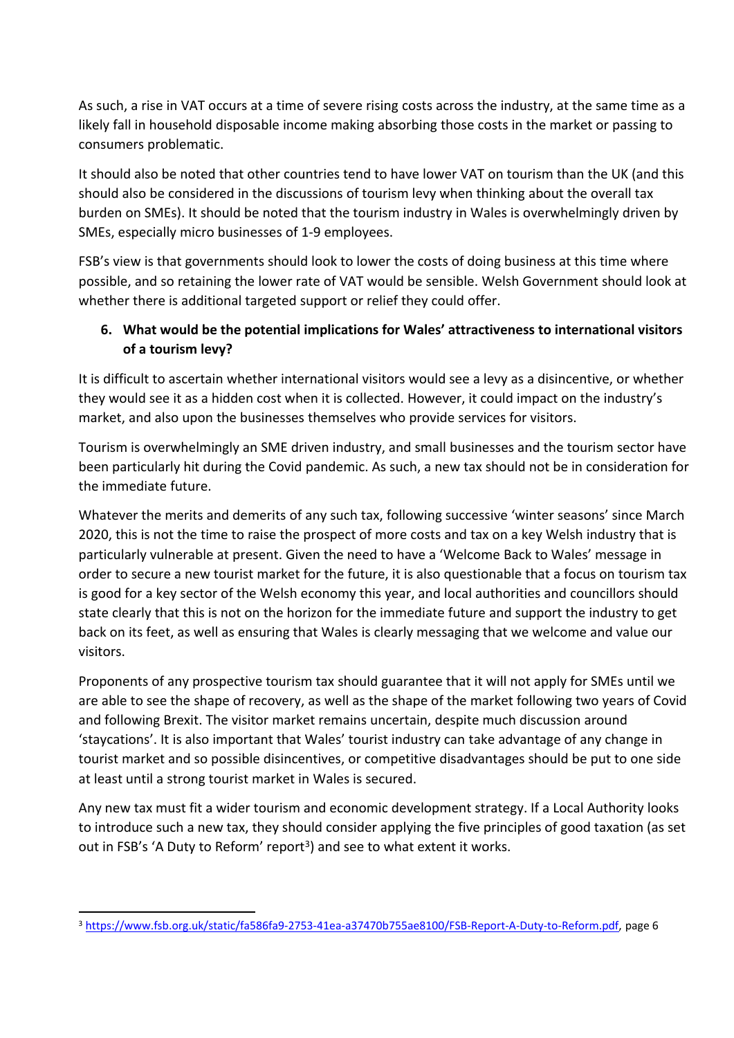As such, a rise in VAT occurs at a time of severe rising costs across the industry, at the same time as a likely fall in household disposable income making absorbing those costs in the market or passing to consumers problematic.

It should also be noted that other countries tend to have lower VAT on tourism than the UK (and this should also be considered in the discussions of tourism levy when thinking about the overall tax burden on SMEs). It should be noted that the tourism industry in Wales is overwhelmingly driven by SMEs, especially micro businesses of 1-9 employees.

FSB's view is that governments should look to lower the costs of doing business at this time where possible, and so retaining the lower rate of VAT would be sensible. Welsh Government should look at whether there is additional targeted support or relief they could offer.

6. **What would be the potential implications for Wales' attractiveness to international visitors of a tourism levy?**

It is difficult to ascertain whether international visitors would see a levy as a disincentive, or whether they would see it as a hidden cost when it is collected. However, it could impact on the industry's market, and also upon the businesses themselves who provide services for visitors.

Tourism is overwhelmingly an SME driven industry, and small businesses and the tourism sector have been particularly hit during the Covid pandemic. As such, a new tax should not be in consideration for the immediate future.

Whatever the merits and demerits of any such tax, following successive 'winter seasons' since March 2020, this is not the time to raise the prospect of more costs and tax on a key Welsh industry that is particularly vulnerable at present. Given the need to have a 'Welcome Back to Wales' message in order to secure a new tourist market for the future, it is also questionable that a focus on tourism tax is good for a key sector of the Welsh economy this year, and local authorities and councillors should state clearly that this is not on the horizon for the immediate future and support the industry to get back on its feet, as well as ensuring that Wales is clearly messaging that we welcome and value our visitors.

Proponents of any prospective tourism tax should guarantee that it will not apply for SMEs until we are able to see the shape of recovery, as well as the shape of the market following two years of Covid and following Brexit. The visitor market remains uncertain, despite much discussion around 'staycations'. It is also important that Wales' tourist industry can take advantage of any change in tourist market and so possible disincentives, or competitive disadvantages should be put to one side at least until a strong tourist market in Wales is secured.

Any new tax must fit a wider tourism and economic development strategy. If a Local Authority looks to introduce such a new tax, they should consider applying the five principles of good taxation (as set out in FSB's 'A Duty to Reform' report[3]) and see to what extent it works.

---

[3] https://www.fsb.org.uk/static/fa586fa9-2753-41ea-a37470b755ae8100/FSB-Report-A-Duty-to-Reform.pdf, page 6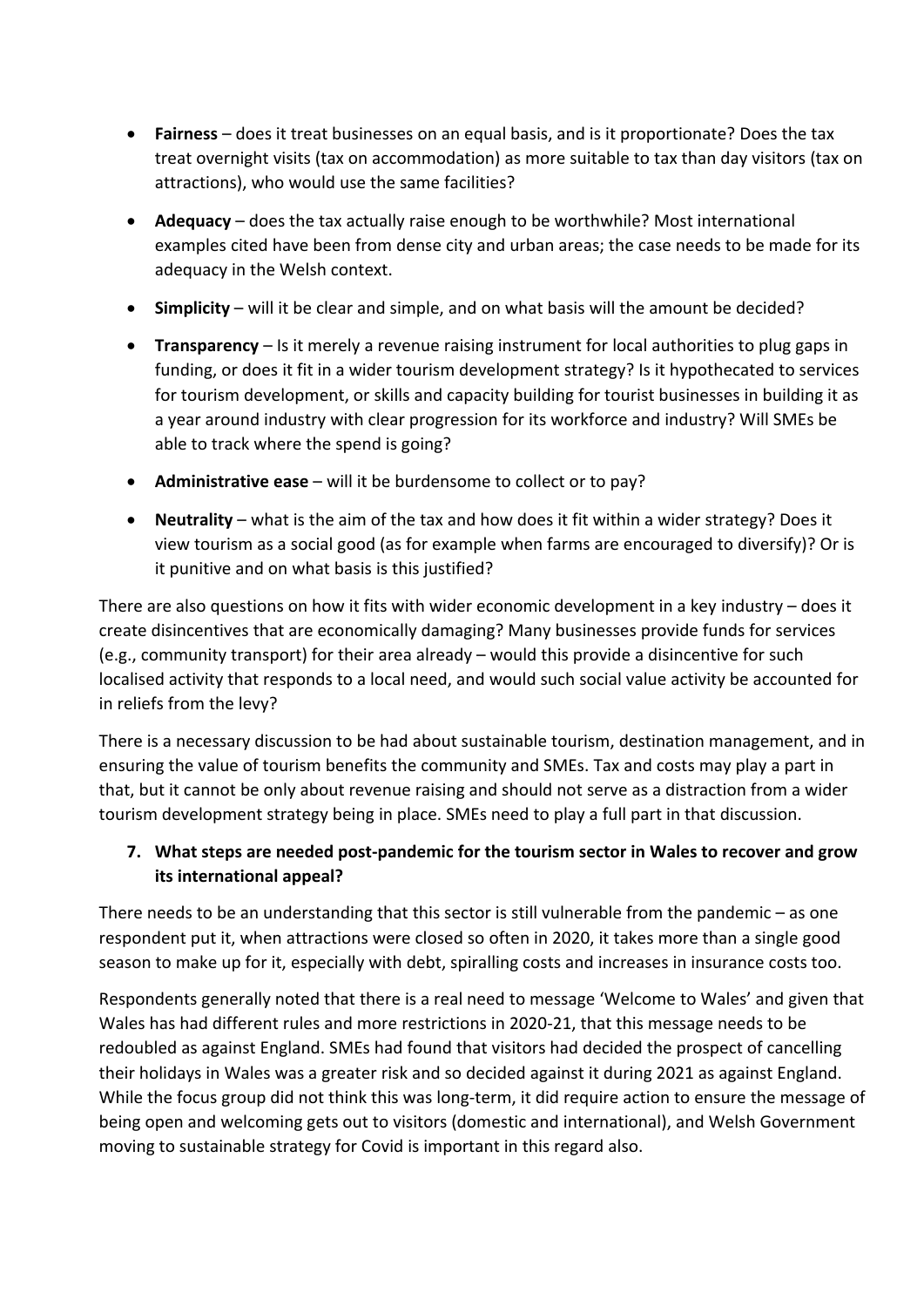- **Fairness** – does it treat businesses on an equal basis, and is it proportionate? Does the tax treat overnight visits (tax on accommodation) as more suitable to tax than day visitors (tax on attractions), who would use the same facilities?
- **Adequacy** – does the tax actually raise enough to be worthwhile? Most international examples cited have been from dense city and urban areas; the case needs to be made for its adequacy in the Welsh context.
- **Simplicity** – will it be clear and simple, and on what basis will the amount be decided?
- **Transparency** – Is it merely a revenue raising instrument for local authorities to plug gaps in funding, or does it fit in a wider tourism development strategy? Is it hypothecated to services for tourism development, or skills and capacity building for tourist businesses in building it as a year around industry with clear progression for its workforce and industry? Will SMEs be able to track where the spend is going?
- **Administrative ease** – will it be burdensome to collect or to pay?
- **Neutrality** – what is the aim of the tax and how does it fit within a wider strategy? Does it view tourism as a social good (as for example when farms are encouraged to diversify)? Or is it punitive and on what basis is this justified?

There are also questions on how it fits with wider economic development in a key industry – does it create disincentives that are economically damaging? Many businesses provide funds for services (e.g., community transport) for their area already – would this provide a disincentive for such localised activity that responds to a local need, and would such social value activity be accounted for in reliefs from the levy?

There is a necessary discussion to be had about sustainable tourism, destination management, and in ensuring the value of tourism benefits the community and SMEs. Tax and costs may play a part in that, but it cannot be only about revenue raising and should not serve as a distraction from a wider tourism development strategy being in place. SMEs need to play a full part in that discussion.

**7. What steps are needed post-pandemic for the tourism sector in Wales to recover and grow its international appeal?**

There needs to be an understanding that this sector is still vulnerable from the pandemic – as one respondent put it, when attractions were closed so often in 2020, it takes more than a single good season to make up for it, especially with debt, spiralling costs and increases in insurance costs too.

Respondents generally noted that there is a real need to message 'Welcome to Wales' and given that Wales has had different rules and more restrictions in 2020-21, that this message needs to be redoubled as against England. SMEs had found that visitors had decided the prospect of cancelling their holidays in Wales was a greater risk and so decided against it during 2021 as against England. While the focus group did not think this was long-term, it did require action to ensure the message of being open and welcoming gets out to visitors (domestic and international), and Welsh Government moving to sustainable strategy for Covid is important in this regard also.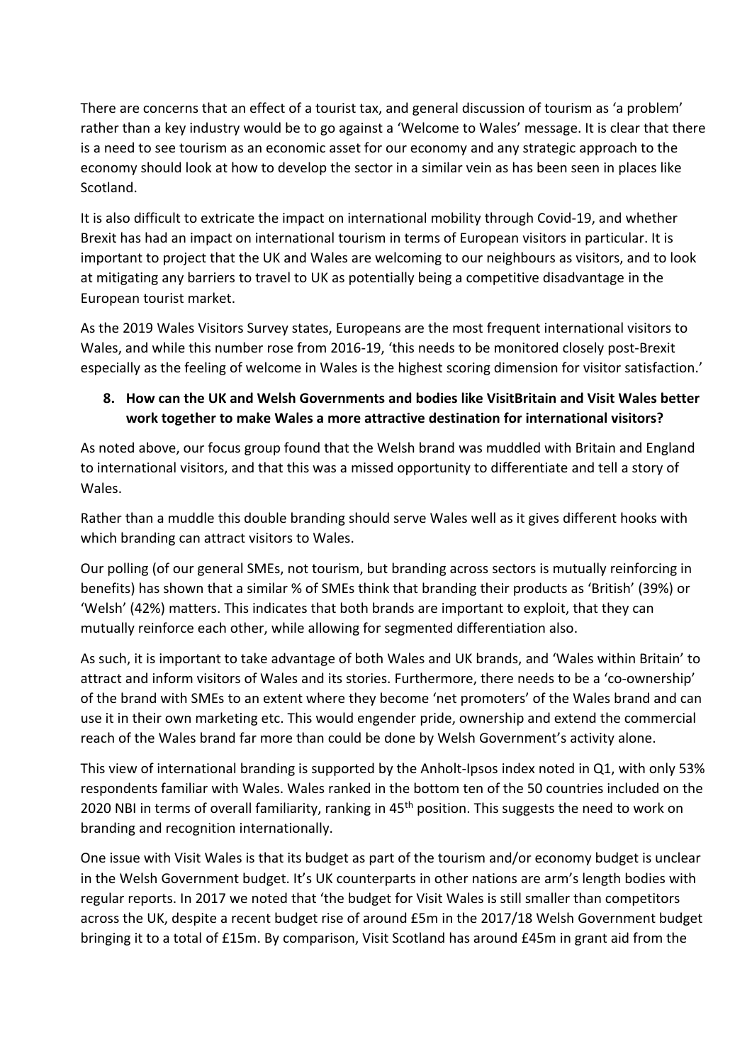There are concerns that an effect of a tourist tax, and general discussion of tourism as 'a problem' rather than a key industry would be to go against a 'Welcome to Wales' message. It is clear that there is a need to see tourism as an economic asset for our economy and any strategic approach to the economy should look at how to develop the sector in a similar vein as has been seen in places like Scotland.

It is also difficult to extricate the impact on international mobility through Covid-19, and whether Brexit has had an impact on international tourism in terms of European visitors in particular. It is important to project that the UK and Wales are welcoming to our neighbours as visitors, and to look at mitigating any barriers to travel to UK as potentially being a competitive disadvantage in the European tourist market.

As the 2019 Wales Visitors Survey states, Europeans are the most frequent international visitors to Wales, and while this number rose from 2016-19, 'this needs to be monitored closely post-Brexit especially as the feeling of welcome in Wales is the highest scoring dimension for visitor satisfaction.'

**8. How can the UK and Welsh Governments and bodies like VisitBritain and Visit Wales better work together to make Wales a more attractive destination for international visitors?**

As noted above, our focus group found that the Welsh brand was muddled with Britain and England to international visitors, and that this was a missed opportunity to differentiate and tell a story of Wales.

Rather than a muddle this double branding should serve Wales well as it gives different hooks with which branding can attract visitors to Wales.

Our polling (of our general SMEs, not tourism, but branding across sectors is mutually reinforcing in benefits) has shown that a similar % of SMEs think that branding their products as 'British' (39%) or 'Welsh' (42%) matters. This indicates that both brands are important to exploit, that they can mutually reinforce each other, while allowing for segmented differentiation also.

As such, it is important to take advantage of both Wales and UK brands, and 'Wales within Britain' to attract and inform visitors of Wales and its stories. Furthermore, there needs to be a 'co-ownership' of the brand with SMEs to an extent where they become 'net promoters' of the Wales brand and can use it in their own marketing etc. This would engender pride, ownership and extend the commercial reach of the Wales brand far more than could be done by Welsh Government's activity alone.

This view of international branding is supported by the Anholt-Ipsos index noted in Q1, with only 53% respondents familiar with Wales. Wales ranked in the bottom ten of the 50 countries included on the 2020 NBI in terms of overall familiarity, ranking in 45th position. This suggests the need to work on branding and recognition internationally.

One issue with Visit Wales is that its budget as part of the tourism and/or economy budget is unclear in the Welsh Government budget. It's UK counterparts in other nations are arm's length bodies with regular reports. In 2017 we noted that 'the budget for Visit Wales is still smaller than competitors across the UK, despite a recent budget rise of around £5m in the 2017/18 Welsh Government budget bringing it to a total of £15m. By comparison, Visit Scotland has around £45m in grant aid from the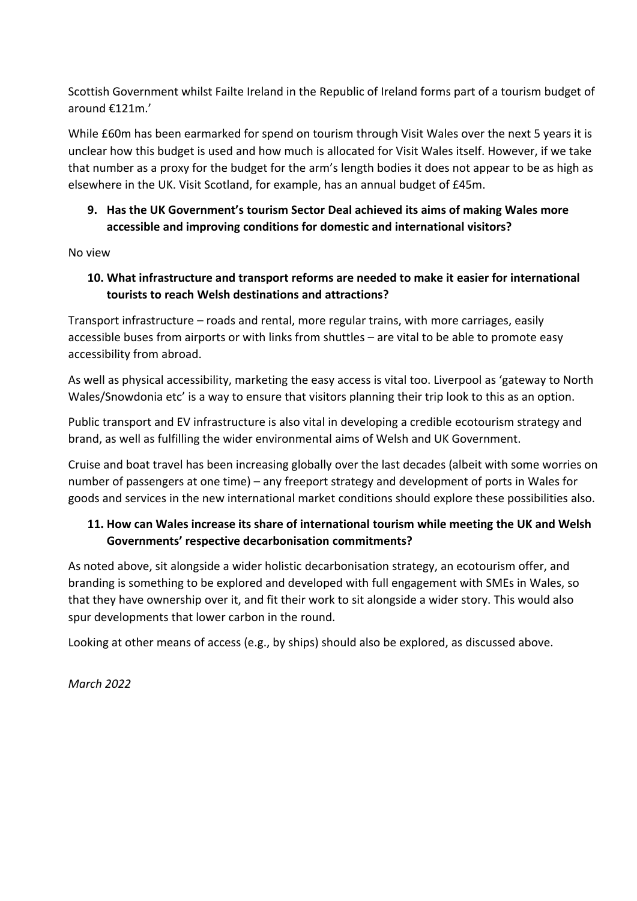Scottish Government whilst Failte Ireland in the Republic of Ireland forms part of a tourism budget of around €121m.'

While £60m has been earmarked for spend on tourism through Visit Wales over the next 5 years it is unclear how this budget is used and how much is allocated for Visit Wales itself. However, if we take that number as a proxy for the budget for the arm's length bodies it does not appear to be as high as elsewhere in the UK. Visit Scotland, for example, has an annual budget of £45m.

9. **Has the UK Government's tourism Sector Deal achieved its aims of making Wales more accessible and improving conditions for domestic and international visitors?**

No view

10. **What infrastructure and transport reforms are needed to make it easier for international tourists to reach Welsh destinations and attractions?**

Transport infrastructure – roads and rental, more regular trains, with more carriages, easily accessible buses from airports or with links from shuttles – are vital to be able to promote easy accessibility from abroad.

As well as physical accessibility, marketing the easy access is vital too. Liverpool as 'gateway to North Wales/Snowdonia etc' is a way to ensure that visitors planning their trip look to this as an option.

Public transport and EV infrastructure is also vital in developing a credible ecotourism strategy and brand, as well as fulfilling the wider environmental aims of Welsh and UK Government.

Cruise and boat travel has been increasing globally over the last decades (albeit with some worries on number of passengers at one time) – any freeport strategy and development of ports in Wales for goods and services in the new international market conditions should explore these possibilities also.

11. **How can Wales increase its share of international tourism while meeting the UK and Welsh Governments' respective decarbonisation commitments?**

As noted above, sit alongside a wider holistic decarbonisation strategy, an ecotourism offer, and branding is something to be explored and developed with full engagement with SMEs in Wales, so that they have ownership over it, and fit their work to sit alongside a wider story. This would also spur developments that lower carbon in the round.

Looking at other means of access (e.g., by ships) should also be explored, as discussed above.

*March 2022*